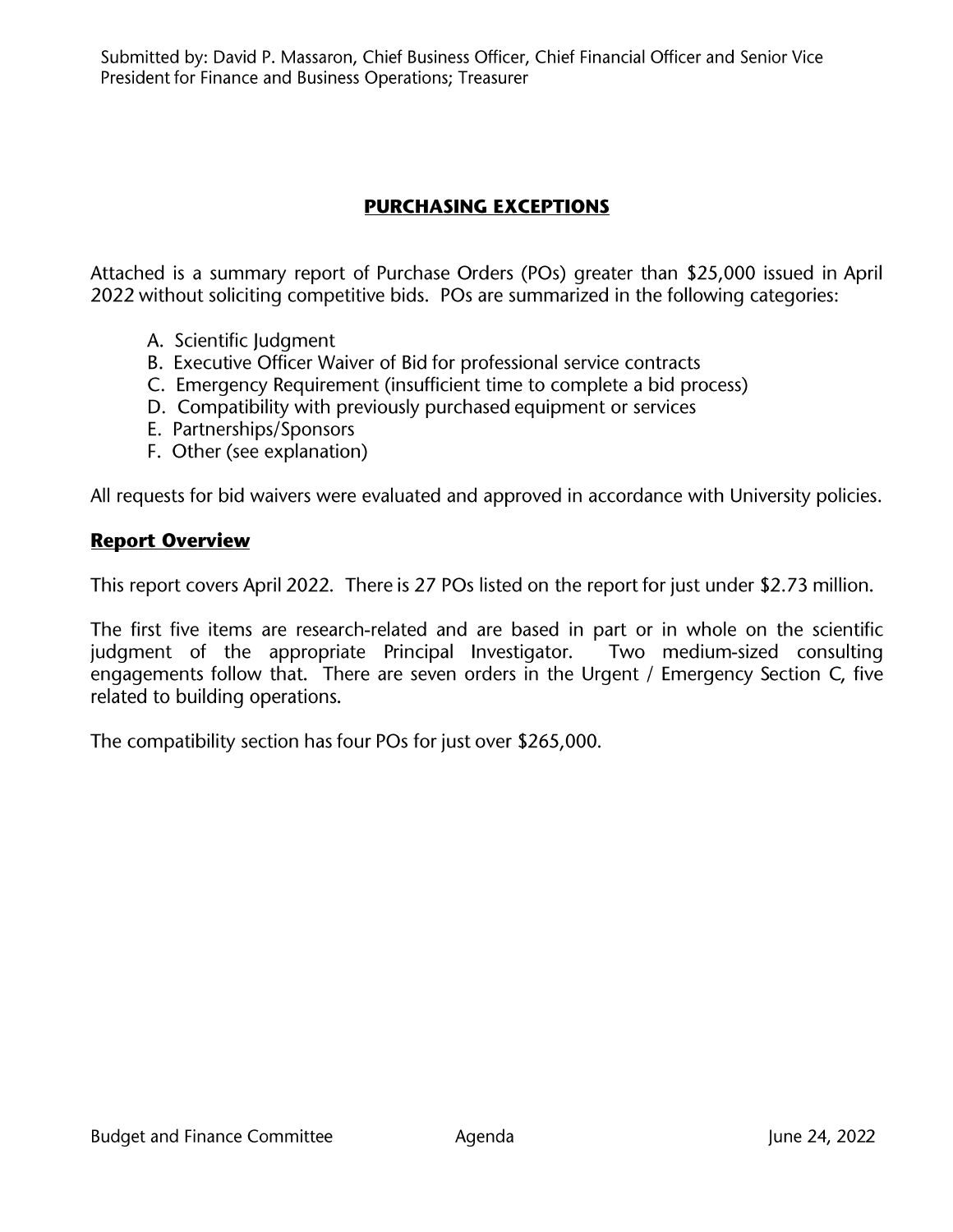Submitted by: David P. Massaron, Chief Business Officer, Chief Financial Officer and Senior Vice President for Finance and Business Operations; Treasurer

# PURCHASING EXCEPTIONS

Attached is a summary report of Purchase Orders (POs) greater than $25,000 issued in April 2022 without soliciting competitive bids. POs are summarized in the following categories:

A. Scientific Judgment
B. Executive Officer Waiver of Bid for professional service contracts
C. Emergency Requirement (insufficient time to complete a bid process)
D. Compatibility with previously purchased equipment or services
E. Partnerships/Sponsors
F. Other (see explanation)

All requests for bid waivers were evaluated and approved in accordance with University policies.

## Report Overview

This report covers April 2022. There is 27 POs listed on the report for just under $2.73 million.

The first five items are research-related and are based in part or in whole on the scientific judgment of the appropriate Principal Investigator. Two medium-sized consulting engagements follow that. There are seven orders in the Urgent / Emergency Section C, five related to building operations.

The compatibility section has four POs for just over $265,000.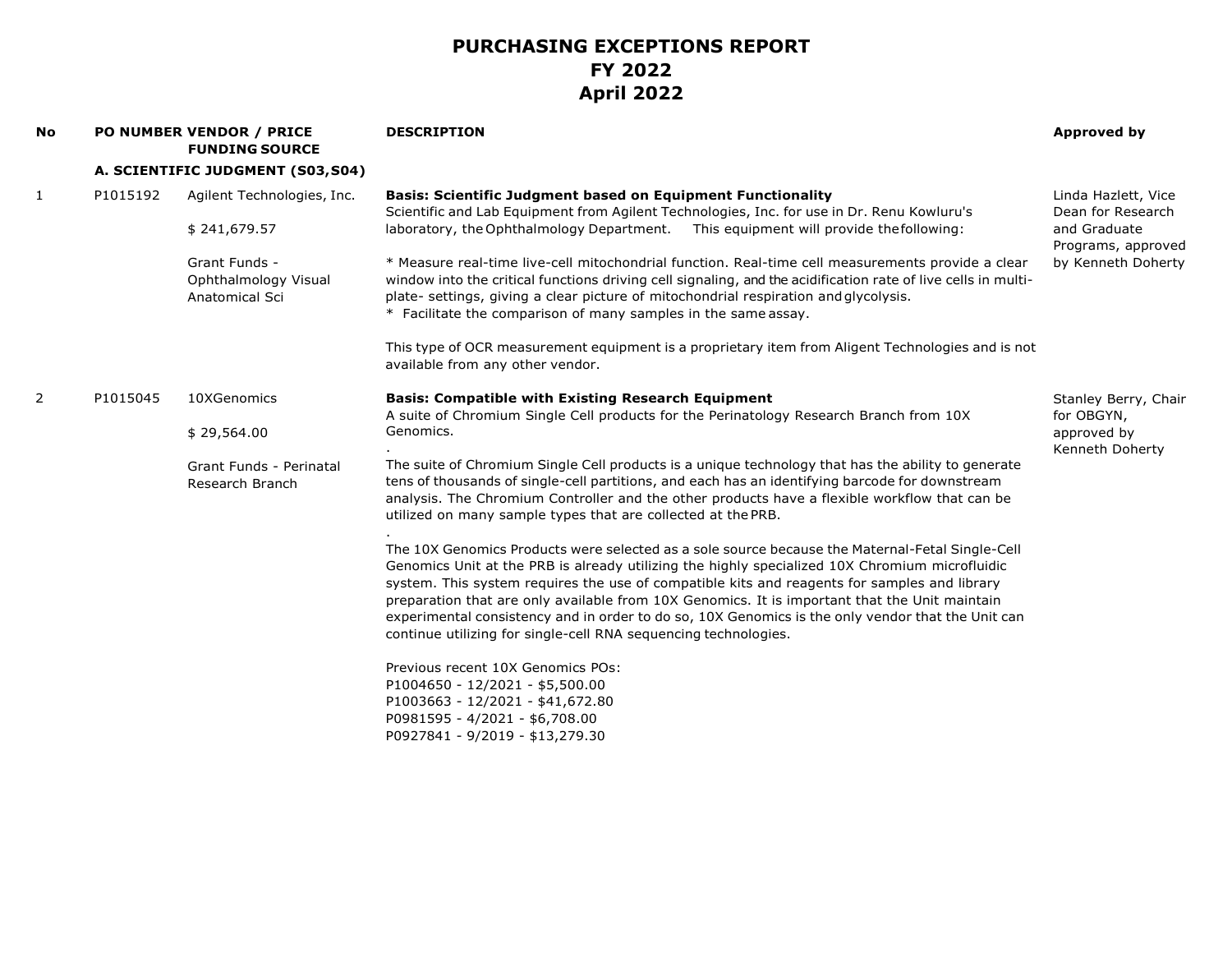# PURCHASING EXCEPTIONS REPORT
## FY 2022
## April 2022

| No | PO NUMBER | VENDOR / PRICE FUNDING SOURCE | DESCRIPTION | Approved by |
|---|---|---|---|---|
| | **A. SCIENTIFIC JUDGMENT (S03,S04)** | | | |
| 1 | P1015192 | Agilent Technologies, Inc.<br><br>$ 241,679.57<br><br>Grant Funds - Ophthalmology Visual Anatomical Sci | **Basis: Scientific Judgment based on Equipment Functionality**<br>Scientific and Lab Equipment from Agilent Technologies, Inc. for use in Dr. Renu Kowluru's laboratory, the Ophthalmology Department. This equipment will provide the following:<br><br>* Measure real-time live-cell mitochondrial function. Real-time cell measurements provide a clear window into the critical functions driving cell signaling, and the acidification rate of live cells in multi-plate- settings, giving a clear picture of mitochondrial respiration and glycolysis.<br>* Facilitate the comparison of many samples in the same assay.<br><br>This type of OCR measurement equipment is a proprietary item from Aligent Technologies and is not available from any other vendor. | Linda Hazlett, Vice Dean for Research and Graduate Programs, approved by Kenneth Doherty |
| 2 | P1015045 | 10XGenomics<br><br>$ 29,564.00<br><br>Grant Funds - Perinatal Research Branch | **Basis: Compatible with Existing Research Equipment**<br>A suite of Chromium Single Cell products for the Perinatology Research Branch from 10X Genomics.<br>.<br>The suite of Chromium Single Cell products is a unique technology that has the ability to generate tens of thousands of single-cell partitions, and each has an identifying barcode for downstream analysis. The Chromium Controller and the other products have a flexible workflow that can be utilized on many sample types that are collected at the PRB.<br>.<br>The 10X Genomics Products were selected as a sole source because the Maternal-Fetal Single-Cell Genomics Unit at the PRB is already utilizing the highly specialized 10X Chromium microfluidic system. This system requires the use of compatible kits and reagents for samples and library preparation that are only available from 10X Genomics. It is important that the Unit maintain experimental consistency and in order to do so, 10X Genomics is the only vendor that the Unit can continue utilizing for single-cell RNA sequencing technologies.<br><br>Previous recent 10X Genomics POs:<br>P1004650 - 12/2021 - $5,500.00<br>P1003663 - 12/2021 - $41,672.80<br>P0981595 - 4/2021 - $6,708.00<br>P0927841 - 9/2019 - $13,279.30 | Stanley Berry, Chair for OBGYN, approved by Kenneth Doherty |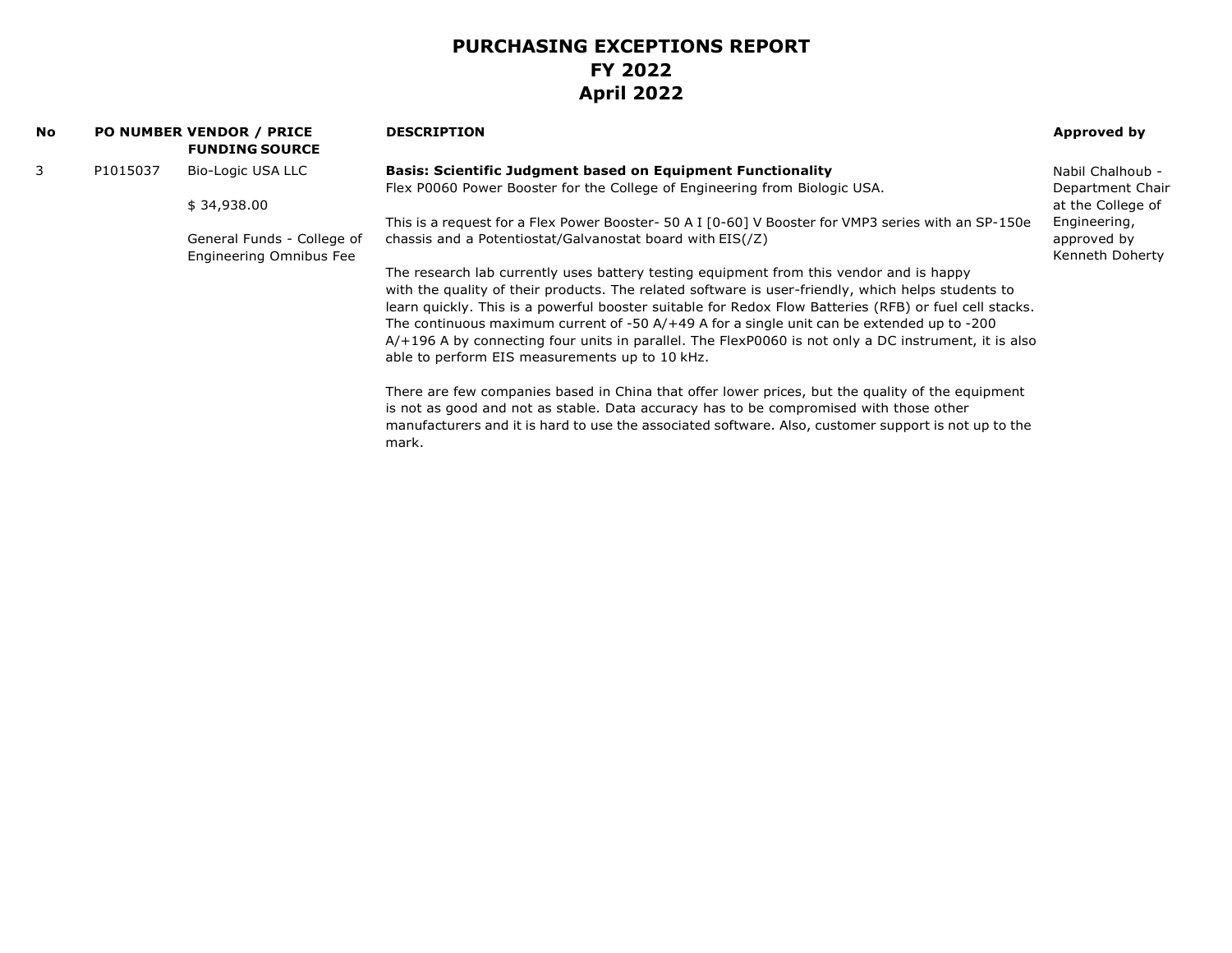# PURCHASING EXCEPTIONS REPORT
# FY 2022
# April 2022

| No | PO NUMBER | VENDOR / PRICE FUNDING SOURCE | DESCRIPTION | Approved by |
|---|---|---|---|---|
| 3 | P1015037 | Bio-Logic USA LLC<br><br>$ 34,938.00<br><br>General Funds - College of Engineering Omnibus Fee | **Basis: Scientific Judgment based on Equipment Functionality**<br>Flex P0060 Power Booster for the College of Engineering from Biologic USA.<br><br>This is a request for a Flex Power Booster- 50 A I [0-60] V Booster for VMP3 series with an SP-150e chassis and a Potentiostat/Galvanostat board with EIS(/Z)<br><br>The research lab currently uses battery testing equipment from this vendor and is happy with the quality of their products. The related software is user-friendly, which helps students to learn quickly. This is a powerful booster suitable for Redox Flow Batteries (RFB) or fuel cell stacks. The continuous maximum current of -50 A/+49 A for a single unit can be extended up to -200 A/+196 A by connecting four units in parallel. The FlexP0060 is not only a DC instrument, it is also able to perform EIS measurements up to 10 kHz.<br><br>There are few companies based in China that offer lower prices, but the quality of the equipment is not as good and not as stable. Data accuracy has to be compromised with those other manufacturers and it is hard to use the associated software. Also, customer support is not up to the mark. | Nabil Chalhoub - Department Chair at the College of Engineering, approved by Kenneth Doherty |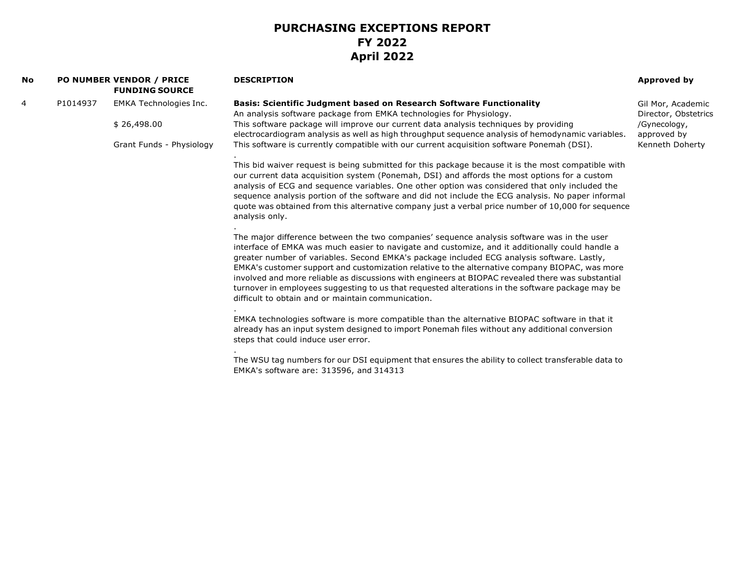# PURCHASING EXCEPTIONS REPORT
# FY 2022
# April 2022

| No | PO NUMBER | VENDOR / PRICE FUNDING SOURCE | DESCRIPTION | Approved by |
|---|---|---|---|---|
| 4 | P1014937 | EMKA Technologies Inc.<br><br>$ 26,498.00<br><br>Grant Funds - Physiology | **Basis: Scientific Judgment based on Research Software Functionality**<br>An analysis software package from EMKA technologies for Physiology.<br>This software package will improve our current data analysis techniques by providing electrocardiogram analysis as well as high throughput sequence analysis of hemodynamic variables.<br>This software is currently compatible with our current acquisition software Ponemah (DSI).<br>.<br>This bid waiver request is being submitted for this package because it is the most compatible with our current data acquisition system (Ponemah, DSI) and affords the most options for a custom analysis of ECG and sequence variables. One other option was considered that only included the sequence analysis portion of the software and did not include the ECG analysis. No paper informal quote was obtained from this alternative company just a verbal price number of 10,000 for sequence analysis only.<br>.<br>The major difference between the two companies' sequence analysis software was in the user interface of EMKA was much easier to navigate and customize, and it additionally could handle a greater number of variables. Second EMKA's package included ECG analysis software. Lastly, EMKA's customer support and customization relative to the alternative company BIOPAC, was more involved and more reliable as discussions with engineers at BIOPAC revealed there was substantial turnover in employees suggesting to us that requested alterations in the software package may be difficult to obtain and or maintain communication.<br>.<br>EMKA technologies software is more compatible than the alternative BIOPAC software in that it already has an input system designed to import Ponemah files without any additional conversion steps that could induce user error.<br>.<br>The WSU tag numbers for our DSI equipment that ensures the ability to collect transferable data to EMKA's software are: 313596, and 314313 | Gil Mor, Academic Director, Obstetrics /Gynecology, approved by Kenneth Doherty |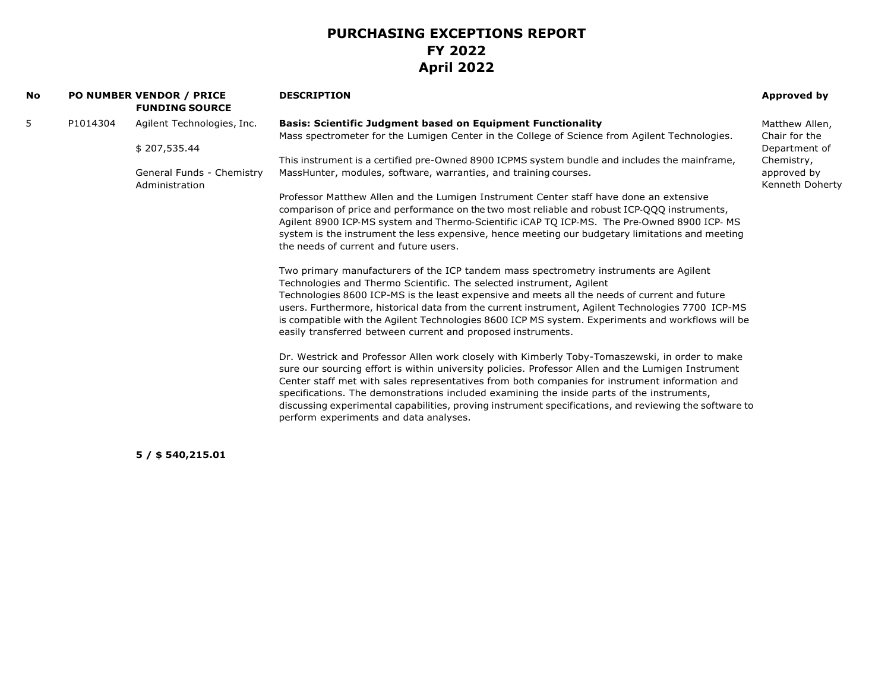# PURCHASING EXCEPTIONS REPORT
## FY 2022
## April 2022

| No | PO NUMBER | VENDOR / PRICE FUNDING SOURCE | DESCRIPTION | Approved by |
|---|---|---|---|---|
| 5 | P1014304 | Agilent Technologies, Inc.<br><br>$ 207,535.44<br><br>General Funds - Chemistry Administration | **Basis: Scientific Judgment based on Equipment Functionality**<br>Mass spectrometer for the Lumigen Center in the College of Science from Agilent Technologies.<br><br>This instrument is a certified pre-Owned 8900 ICPMS system bundle and includes the mainframe, MassHunter, modules, software, warranties, and training courses.<br><br>Professor Matthew Allen and the Lumigen Instrument Center staff have done an extensive comparison of price and performance on the two most reliable and robust ICP-QQQ instruments, Agilent 8900 ICP-MS system and Thermo-Scientific iCAP TQ ICP-MS. The Pre-Owned 8900 ICP- MS system is the instrument the less expensive, hence meeting our budgetary limitations and meeting the needs of current and future users.<br><br>Two primary manufacturers of the ICP tandem mass spectrometry instruments are Agilent Technologies and Thermo Scientific. The selected instrument, Agilent Technologies 8600 ICP-MS is the least expensive and meets all the needs of current and future users. Furthermore, historical data from the current instrument, Agilent Technologies 7700 ICP-MS is compatible with the Agilent Technologies 8600 ICP MS system. Experiments and workflows will be easily transferred between current and proposed instruments.<br><br>Dr. Westrick and Professor Allen work closely with Kimberly Toby-Tomaszewski, in order to make sure our sourcing effort is within university policies. Professor Allen and the Lumigen Instrument Center staff met with sales representatives from both companies for instrument information and specifications. The demonstrations included examining the inside parts of the instruments, discussing experimental capabilities, proving instrument specifications, and reviewing the software to perform experiments and data analyses. | Matthew Allen, Chair for the Department of Chemistry, approved by Kenneth Doherty |

**5 / $ 540,215.01**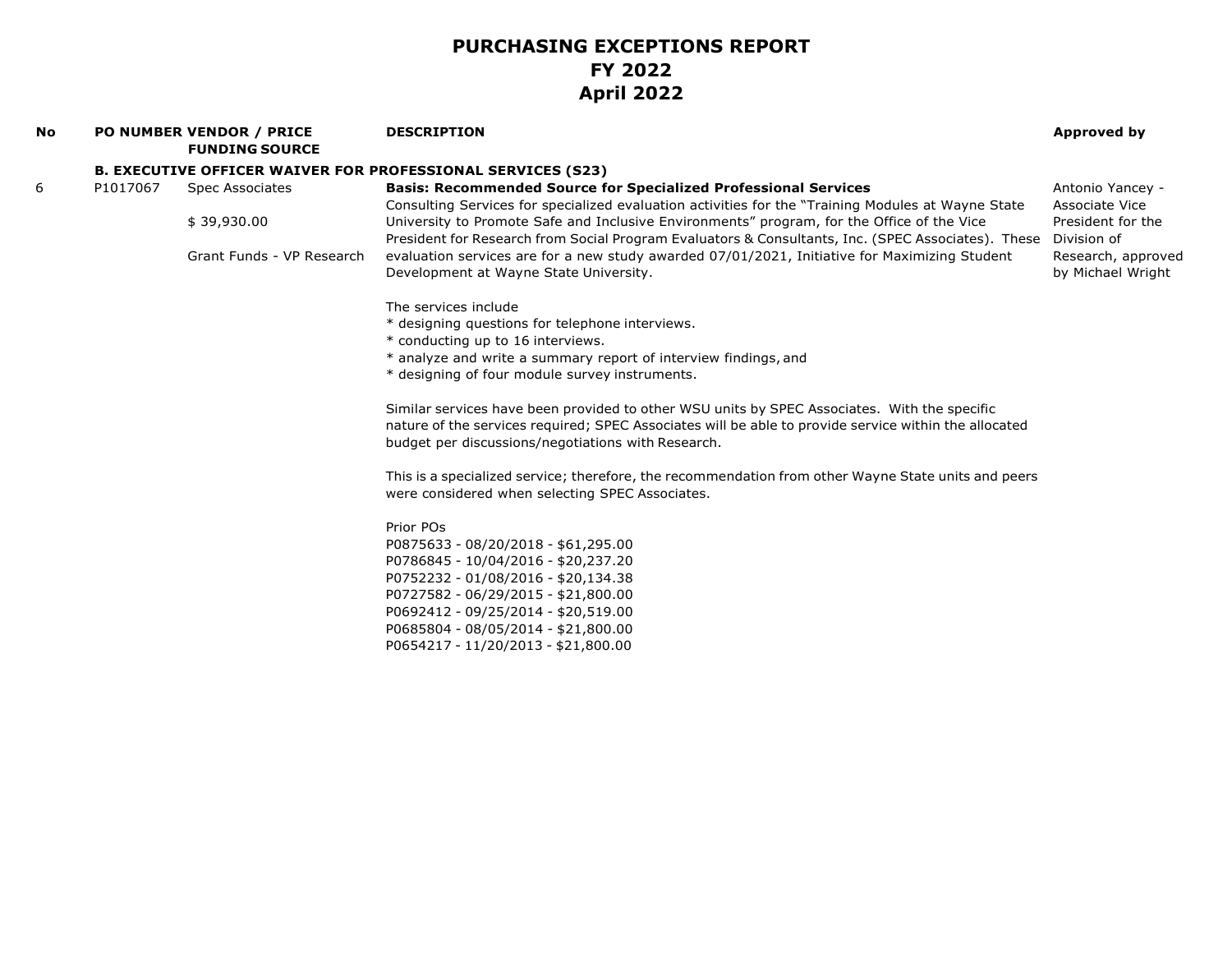# PURCHASING EXCEPTIONS REPORT
## FY 2022
## April 2022

| No | PO NUMBER | VENDOR / PRICE<br>FUNDING SOURCE | DESCRIPTION | Approved by |
|---|---|---|---|---|
| | **B. EXECUTIVE OFFICER WAIVER FOR PROFESSIONAL SERVICES (S23)** | | | |
| 6 | P1017067 | Spec Associates<br><br>$ 39,930.00<br><br>Grant Funds - VP Research | **Basis: Recommended Source for Specialized Professional Services**<br>Consulting Services for specialized evaluation activities for the "Training Modules at Wayne State University to Promote Safe and Inclusive Environments" program, for the Office of the Vice President for Research from Social Program Evaluators & Consultants, Inc. (SPEC Associates). These evaluation services are for a new study awarded 07/01/2021, Initiative for Maximizing Student Development at Wayne State University.<br><br>The services include<br>* designing questions for telephone interviews.<br>* conducting up to 16 interviews.<br>* analyze and write a summary report of interview findings, and<br>* designing of four module survey instruments.<br><br>Similar services have been provided to other WSU units by SPEC Associates. With the specific nature of the services required; SPEC Associates will be able to provide service within the allocated budget per discussions/negotiations with Research.<br><br>This is a specialized service; therefore, the recommendation from other Wayne State units and peers were considered when selecting SPEC Associates.<br><br>Prior POs<br>P0875633 - 08/20/2018 - $61,295.00<br>P0786845 - 10/04/2016 - $20,237.20<br>P0752232 - 01/08/2016 - $20,134.38<br>P0727582 - 06/29/2015 - $21,800.00<br>P0692412 - 09/25/2014 - $20,519.00<br>P0685804 - 08/05/2014 - $21,800.00<br>P0654217 - 11/20/2013 - $21,800.00 | Antonio Yancey - Associate Vice President for the Division of Research, approved by Michael Wright |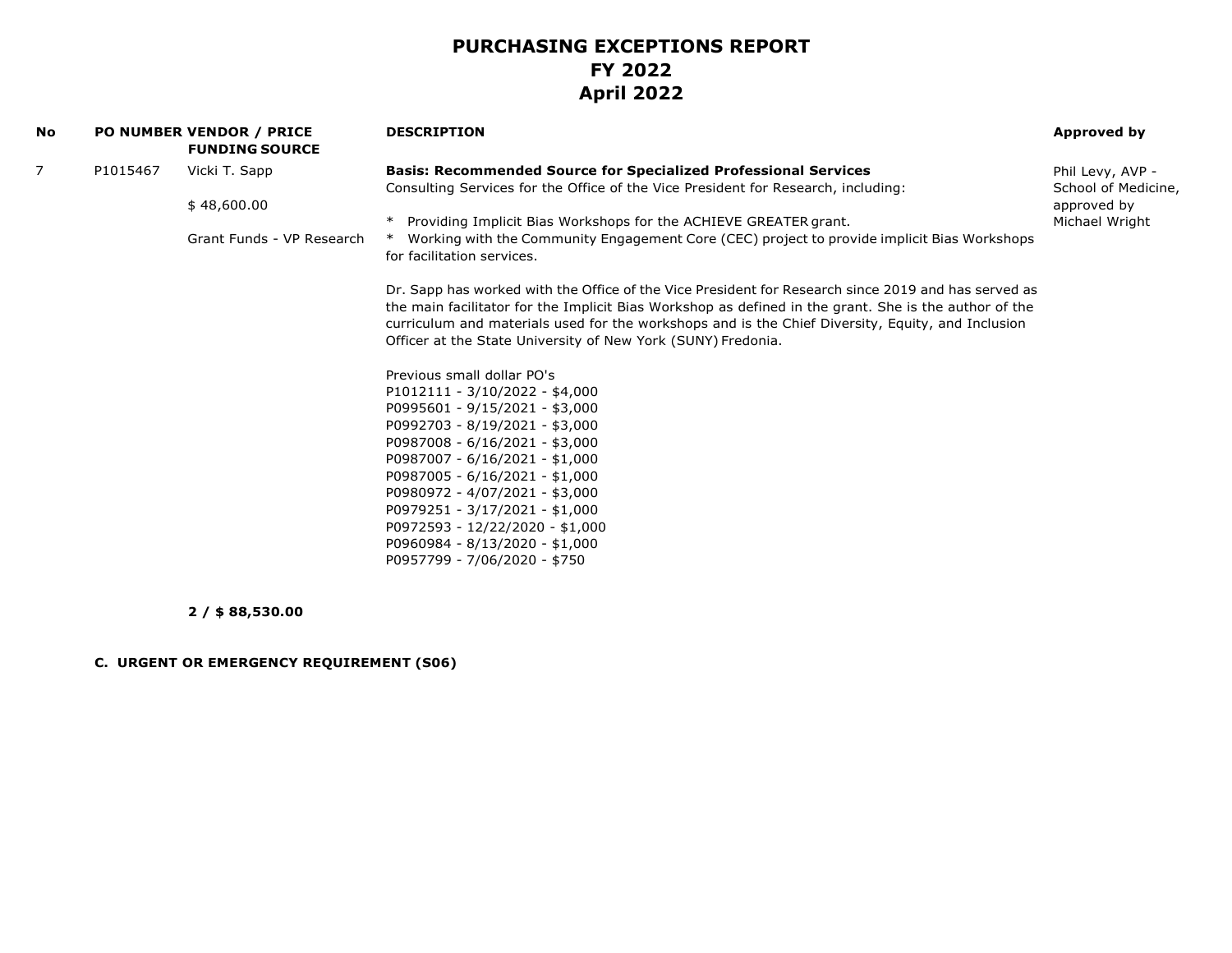# PURCHASING EXCEPTIONS REPORT
# FY 2022
# April 2022

| No | PO NUMBER | VENDOR / PRICE FUNDING SOURCE | DESCRIPTION | Approved by |
|---|---|---|---|---|
| 7 | P1015467 | Vicki T. Sapp<br><br>$ 48,600.00<br><br>Grant Funds - VP Research | **Basis: Recommended Source for Specialized Professional Services**<br>Consulting Services for the Office of the Vice President for Research, including:<br><br>* Providing Implicit Bias Workshops for the ACHIEVE GREATER grant.<br>* Working with the Community Engagement Core (CEC) project to provide implicit Bias Workshops for facilitation services.<br><br>Dr. Sapp has worked with the Office of the Vice President for Research since 2019 and has served as the main facilitator for the Implicit Bias Workshop as defined in the grant. She is the author of the curriculum and materials used for the workshops and is the Chief Diversity, Equity, and Inclusion Officer at the State University of New York (SUNY) Fredonia.<br><br>Previous small dollar PO's<br>P1012111 - 3/10/2022 - $4,000<br>P0995601 - 9/15/2021 - $3,000<br>P0992703 - 8/19/2021 - $3,000<br>P0987008 - 6/16/2021 - $3,000<br>P0987007 - 6/16/2021 - $1,000<br>P0987005 - 6/16/2021 - $1,000<br>P0980972 - 4/07/2021 - $3,000<br>P0979251 - 3/17/2021 - $1,000<br>P0972593 - 12/22/2020 - $1,000<br>P0960984 - 8/13/2020 - $1,000<br>P0957799 - 7/06/2020 - $750 | Phil Levy, AVP - School of Medicine, approved by Michael Wright |

**2 / $ 88,530.00**

**C. URGENT OR EMERGENCY REQUIREMENT (S06)**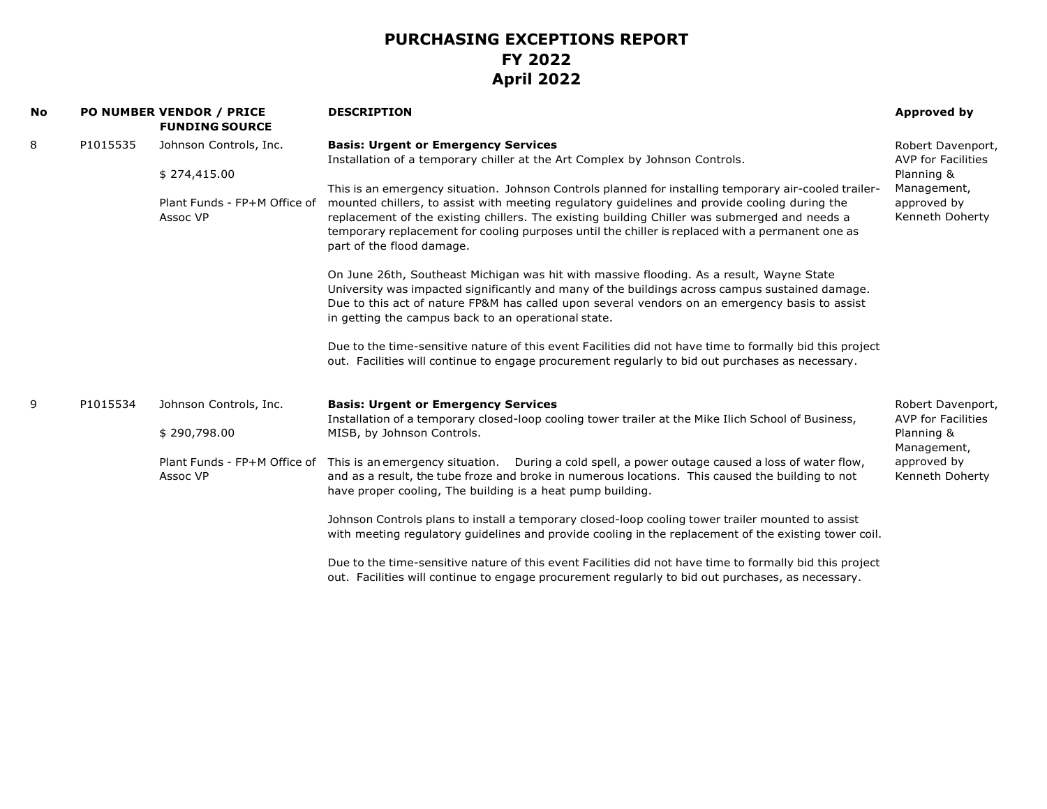# PURCHASING EXCEPTIONS REPORT
## FY 2022
## April 2022

| No | PO NUMBER | VENDOR / PRICE FUNDING SOURCE | DESCRIPTION | Approved by |
|---|---|---|---|---|
| 8 | P1015535 | Johnson Controls, Inc.<br><br>$ 274,415.00<br><br>Plant Funds - FP+M Office of Assoc VP | **Basis: Urgent or Emergency Services**<br>Installation of a temporary chiller at the Art Complex by Johnson Controls.<br><br>This is an emergency situation. Johnson Controls planned for installing temporary air-cooled trailer-mounted chillers, to assist with meeting regulatory guidelines and provide cooling during the replacement of the existing chillers. The existing building Chiller was submerged and needs a temporary replacement for cooling purposes until the chiller is replaced with a permanent one as part of the flood damage.<br><br>On June 26th, Southeast Michigan was hit with massive flooding. As a result, Wayne State University was impacted significantly and many of the buildings across campus sustained damage. Due to this act of nature FP&M has called upon several vendors on an emergency basis to assist in getting the campus back to an operational state.<br><br>Due to the time-sensitive nature of this event Facilities did not have time to formally bid this project out. Facilities will continue to engage procurement regularly to bid out purchases as necessary. | Robert Davenport, AVP for Facilities Planning & Management, approved by Kenneth Doherty |
| 9 | P1015534 | Johnson Controls, Inc.<br><br>$ 290,798.00<br><br>Plant Funds - FP+M Office of Assoc VP | **Basis: Urgent or Emergency Services**<br>Installation of a temporary closed-loop cooling tower trailer at the Mike Ilich School of Business, MISB, by Johnson Controls.<br><br>This is an emergency situation. During a cold spell, a power outage caused a loss of water flow, and as a result, the tube froze and broke in numerous locations. This caused the building to not have proper cooling, The building is a heat pump building.<br><br>Johnson Controls plans to install a temporary closed-loop cooling tower trailer mounted to assist with meeting regulatory guidelines and provide cooling in the replacement of the existing tower coil.<br><br>Due to the time-sensitive nature of this event Facilities did not have time to formally bid this project out. Facilities will continue to engage procurement regularly to bid out purchases, as necessary. | Robert Davenport, AVP for Facilities Planning & Management, approved by Kenneth Doherty |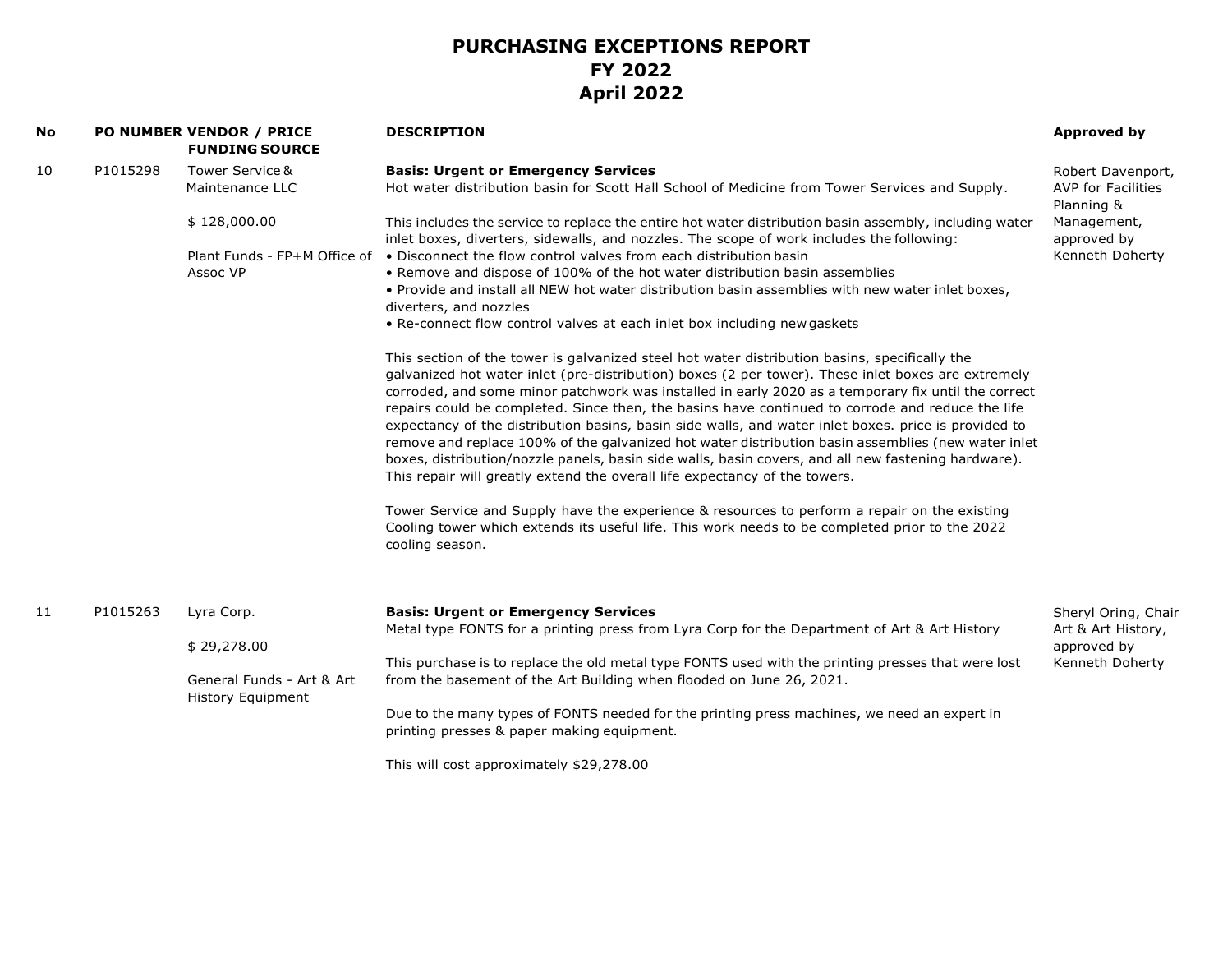# PURCHASING EXCEPTIONS REPORT
# FY 2022
# April 2022

| No | PO NUMBER | VENDOR / PRICE<br>FUNDING SOURCE | DESCRIPTION | Approved by |
|---|---|---|---|---|
| 10 | P1015298 | Tower Service & Maintenance LLC<br><br>$ 128,000.00<br><br>Plant Funds - FP+M Office of Assoc VP | **Basis: Urgent or Emergency Services**<br>Hot water distribution basin for Scott Hall School of Medicine from Tower Services and Supply.<br><br>This includes the service to replace the entire hot water distribution basin assembly, including water inlet boxes, diverters, sidewalls, and nozzles. The scope of work includes the following:<br>• Disconnect the flow control valves from each distribution basin<br>• Remove and dispose of 100% of the hot water distribution basin assemblies<br>• Provide and install all NEW hot water distribution basin assemblies with new water inlet boxes, diverters, and nozzles<br>• Re-connect flow control valves at each inlet box including new gaskets<br><br>This section of the tower is galvanized steel hot water distribution basins, specifically the galvanized hot water inlet (pre-distribution) boxes (2 per tower). These inlet boxes are extremely corroded, and some minor patchwork was installed in early 2020 as a temporary fix until the correct repairs could be completed. Since then, the basins have continued to corrode and reduce the life expectancy of the distribution basins, basin side walls, and water inlet boxes. price is provided to remove and replace 100% of the galvanized hot water distribution basin assemblies (new water inlet boxes, distribution/nozzle panels, basin side walls, basin covers, and all new fastening hardware). This repair will greatly extend the overall life expectancy of the towers.<br><br>Tower Service and Supply have the experience & resources to perform a repair on the existing Cooling tower which extends its useful life. This work needs to be completed prior to the 2022 cooling season. | Robert Davenport, AVP for Facilities Planning & Management, approved by Kenneth Doherty |
| 11 | P1015263 | Lyra Corp.<br><br>$ 29,278.00<br><br>General Funds - Art & Art History Equipment | **Basis: Urgent or Emergency Services**<br>Metal type FONTS for a printing press from Lyra Corp for the Department of Art & Art History<br><br>This purchase is to replace the old metal type FONTS used with the printing presses that were lost from the basement of the Art Building when flooded on June 26, 2021.<br><br>Due to the many types of FONTS needed for the printing press machines, we need an expert in printing presses & paper making equipment.<br><br>This will cost approximately $29,278.00 | Sheryl Oring, Chair Art & Art History, approved by Kenneth Doherty |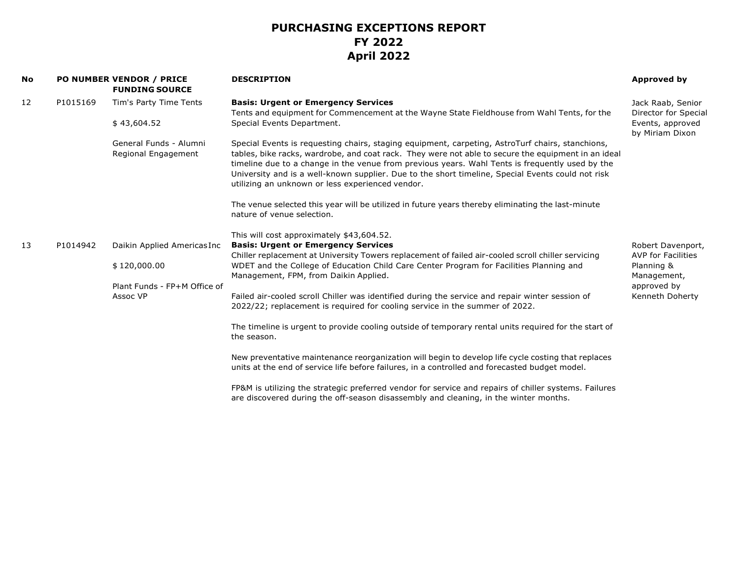# PURCHASING EXCEPTIONS REPORT
# FY 2022
# April 2022

| No | PO NUMBER | VENDOR / PRICE FUNDING SOURCE | DESCRIPTION | Approved by |
|---|---|---|---|---|
| 12 | P1015169 | Tim's Party Time Tents<br><br>$ 43,604.52<br><br>General Funds - Alumni Regional Engagement | **Basis: Urgent or Emergency Services**<br>Tents and equipment for Commencement at the Wayne State Fieldhouse from Wahl Tents, for the Special Events Department.<br><br>Special Events is requesting chairs, staging equipment, carpeting, AstroTurf chairs, stanchions, tables, bike racks, wardrobe, and coat rack. They were not able to secure the equipment in an ideal timeline due to a change in the venue from previous years. Wahl Tents is frequently used by the University and is a well-known supplier. Due to the short timeline, Special Events could not risk utilizing an unknown or less experienced vendor.<br><br>The venue selected this year will be utilized in future years thereby eliminating the last-minute nature of venue selection.<br><br>This will cost approximately $43,604.52. | Jack Raab, Senior Director for Special Events, approved by Miriam Dixon |
| 13 | P1014942 | Daikin Applied Americas Inc<br><br>$ 120,000.00<br><br>Plant Funds - FP+M Office of Assoc VP | **Basis: Urgent or Emergency Services**<br>Chiller replacement at University Towers replacement of failed air-cooled scroll chiller servicing WDET and the College of Education Child Care Center Program for Facilities Planning and Management, FPM, from Daikin Applied.<br><br>Failed air-cooled scroll Chiller was identified during the service and repair winter session of 2022/22; replacement is required for cooling service in the summer of 2022.<br><br>The timeline is urgent to provide cooling outside of temporary rental units required for the start of the season.<br><br>New preventative maintenance reorganization will begin to develop life cycle costing that replaces units at the end of service life before failures, in a controlled and forecasted budget model.<br><br>FP&M is utilizing the strategic preferred vendor for service and repairs of chiller systems. Failures are discovered during the off-season disassembly and cleaning, in the winter months. | Robert Davenport, AVP for Facilities Planning & Management, approved by Kenneth Doherty |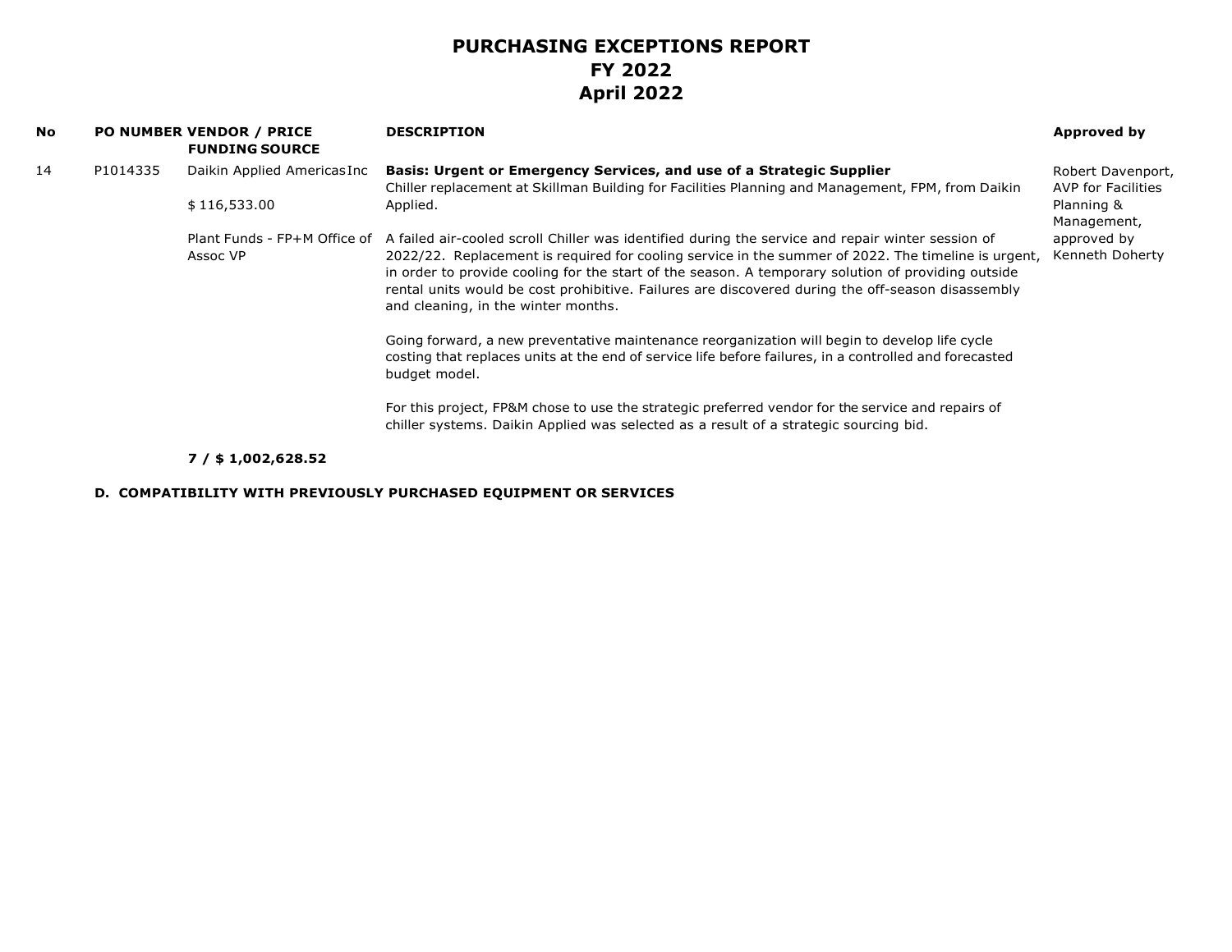# PURCHASING EXCEPTIONS REPORT
# FY 2022
# April 2022

| No | PO NUMBER | VENDOR / PRICE<br>FUNDING SOURCE | DESCRIPTION | Approved by |
|---|---|---|---|---|
| 14 | P1014335 | Daikin Applied Americas Inc<br><br>$ 116,533.00<br><br>Plant Funds - FP+M Office of Assoc VP | **Basis: Urgent or Emergency Services, and use of a Strategic Supplier**<br>Chiller replacement at Skillman Building for Facilities Planning and Management, FPM, from Daikin Applied.<br><br>A failed air-cooled scroll Chiller was identified during the service and repair winter session of 2022/22. Replacement is required for cooling service in the summer of 2022. The timeline is urgent, in order to provide cooling for the start of the season. A temporary solution of providing outside rental units would be cost prohibitive. Failures are discovered during the off-season disassembly and cleaning, in the winter months.<br><br>Going forward, a new preventative maintenance reorganization will begin to develop life cycle costing that replaces units at the end of service life before failures, in a controlled and forecasted budget model.<br><br>For this project, FP&M chose to use the strategic preferred vendor for the service and repairs of chiller systems. Daikin Applied was selected as a result of a strategic sourcing bid. | Robert Davenport, AVP for Facilities Planning & Management, approved by Kenneth Doherty |
| | | **7 / $ 1,002,628.52** | | |

**D. COMPATIBILITY WITH PREVIOUSLY PURCHASED EQUIPMENT OR SERVICES**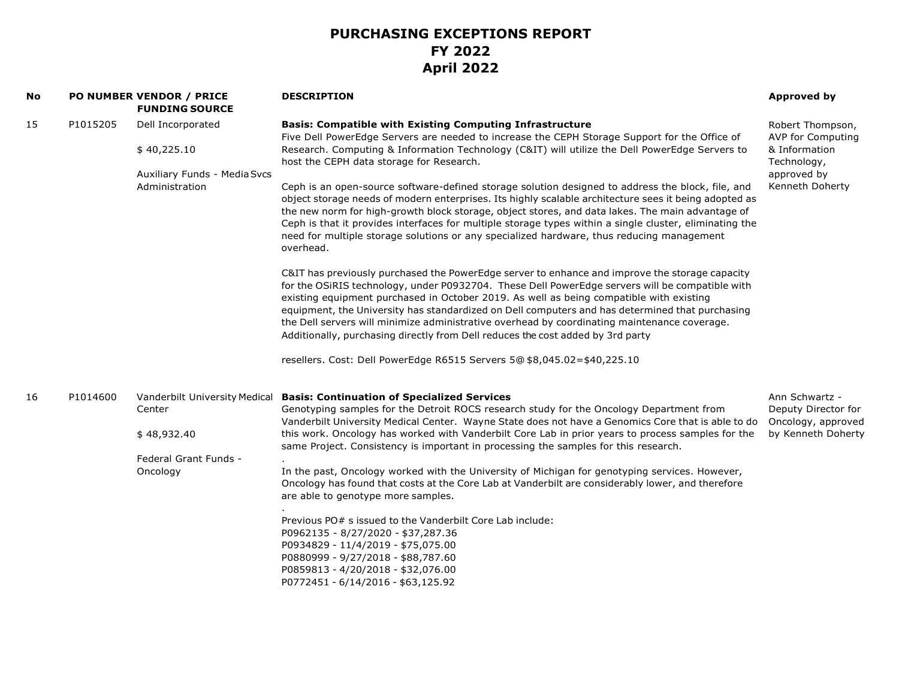# PURCHASING EXCEPTIONS REPORT
## FY 2022
## April 2022

| No | PO NUMBER | VENDOR / PRICE FUNDING SOURCE | DESCRIPTION | Approved by |
|---|---|---|---|---|
| 15 | P1015205 | Dell Incorporated<br><br>$ 40,225.10<br><br>Auxiliary Funds - Media Svcs Administration | **Basis: Compatible with Existing Computing Infrastructure**<br>Five Dell PowerEdge Servers are needed to increase the CEPH Storage Support for the Office of Research. Computing & Information Technology (C&IT) will utilize the Dell PowerEdge Servers to host the CEPH data storage for Research.<br><br>Ceph is an open-source software-defined storage solution designed to address the block, file, and object storage needs of modern enterprises. Its highly scalable architecture sees it being adopted as the new norm for high-growth block storage, object stores, and data lakes. The main advantage of Ceph is that it provides interfaces for multiple storage types within a single cluster, eliminating the need for multiple storage solutions or any specialized hardware, thus reducing management overhead.<br><br>C&IT has previously purchased the PowerEdge server to enhance and improve the storage capacity for the OSiRIS technology, under P0932704. These Dell PowerEdge servers will be compatible with existing equipment purchased in October 2019. As well as being compatible with existing equipment, the University has standardized on Dell computers and has determined that purchasing the Dell servers will minimize administrative overhead by coordinating maintenance coverage. Additionally, purchasing directly from Dell reduces the cost added by 3rd party<br><br>resellers. Cost: Dell PowerEdge R6515 Servers 5@ $8,045.02=$40,225.10 | Robert Thompson, AVP for Computing & Information Technology, approved by Kenneth Doherty |
| 16 | P1014600 | Vanderbilt University Medical Center<br><br>$ 48,932.40<br><br>Federal Grant Funds - Oncology | **Basis: Continuation of Specialized Services**<br>Genotyping samples for the Detroit ROCS research study for the Oncology Department from Vanderbilt University Medical Center. Wayne State does not have a Genomics Core that is able to do this work. Oncology has worked with Vanderbilt Core Lab in prior years to process samples for the same Project. Consistency is important in processing the samples for this research.<br>.<br>In the past, Oncology worked with the University of Michigan for genotyping services. However, Oncology has found that costs at the Core Lab at Vanderbilt are considerably lower, and therefore are able to genotype more samples.<br>.<br>Previous PO# s issued to the Vanderbilt Core Lab include:<br>P0962135 - 8/27/2020 - $37,287.36<br>P0934829 - 11/4/2019 - $75,075.00<br>P0880999 - 9/27/2018 - $88,787.60<br>P0859813 - 4/20/2018 - $32,076.00<br>P0772451 - 6/14/2016 - $63,125.92 | Ann Schwartz - Deputy Director for Oncology, approved by Kenneth Doherty |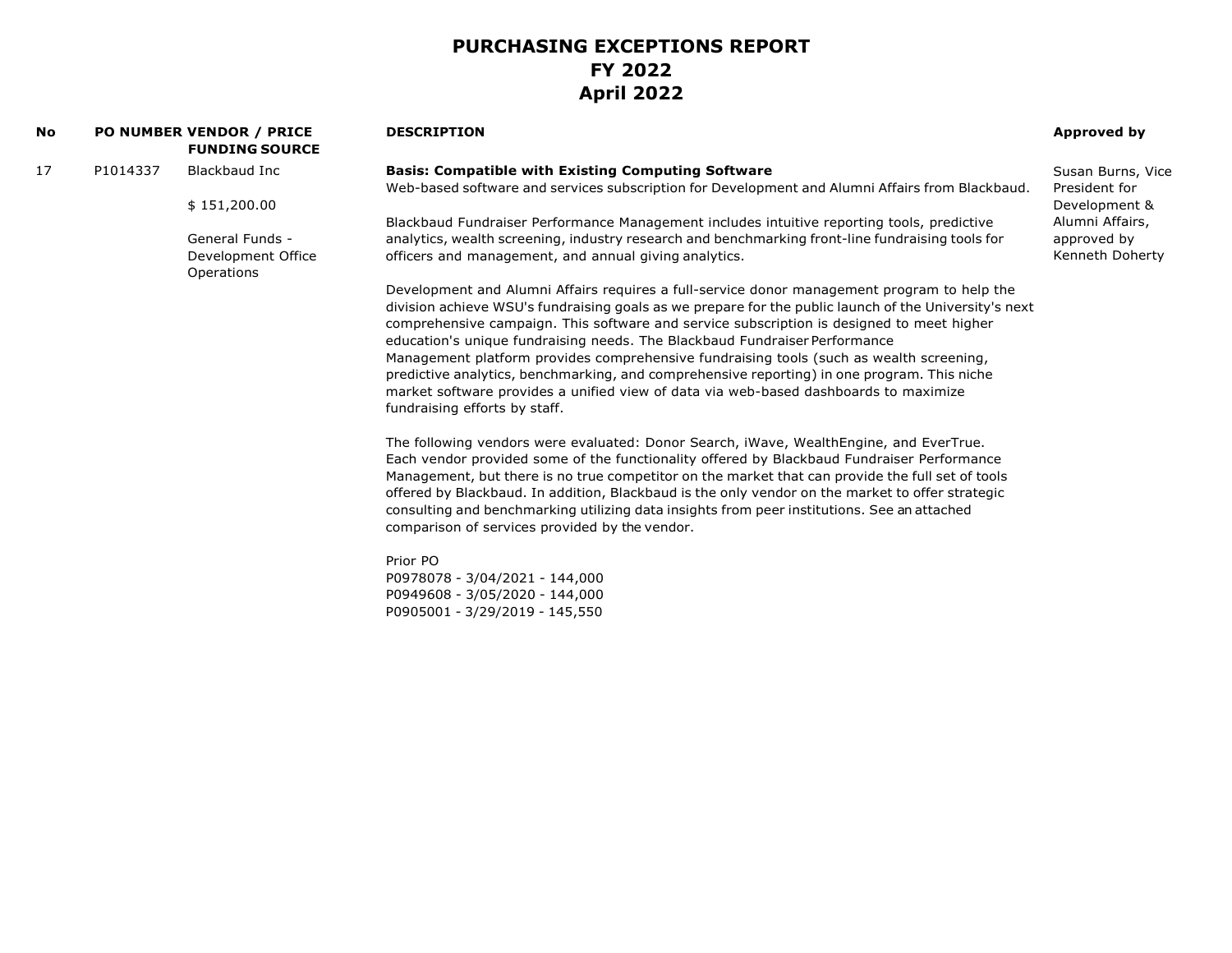# PURCHASING EXCEPTIONS REPORT
# FY 2022
# April 2022

| No | PO NUMBER | VENDOR / PRICE FUNDING SOURCE | DESCRIPTION | Approved by |
|---|---|---|---|---|
| 17 | P1014337 | Blackbaud Inc<br><br>$ 151,200.00<br><br>General Funds - Development Office Operations | **Basis: Compatible with Existing Computing Software**<br>Web-based software and services subscription for Development and Alumni Affairs from Blackbaud.<br><br>Blackbaud Fundraiser Performance Management includes intuitive reporting tools, predictive analytics, wealth screening, industry research and benchmarking front-line fundraising tools for officers and management, and annual giving analytics.<br><br>Development and Alumni Affairs requires a full-service donor management program to help the division achieve WSU's fundraising goals as we prepare for the public launch of the University's next comprehensive campaign. This software and service subscription is designed to meet higher education's unique fundraising needs. The Blackbaud Fundraiser Performance Management platform provides comprehensive fundraising tools (such as wealth screening, predictive analytics, benchmarking, and comprehensive reporting) in one program. This niche market software provides a unified view of data via web-based dashboards to maximize fundraising efforts by staff.<br><br>The following vendors were evaluated: Donor Search, iWave, WealthEngine, and EverTrue. Each vendor provided some of the functionality offered by Blackbaud Fundraiser Performance Management, but there is no true competitor on the market that can provide the full set of tools offered by Blackbaud. In addition, Blackbaud is the only vendor on the market to offer strategic consulting and benchmarking utilizing data insights from peer institutions. See an attached comparison of services provided by the vendor.<br><br>Prior PO<br>P0978078 - 3/04/2021 - 144,000<br>P0949608 - 3/05/2020 - 144,000<br>P0905001 - 3/29/2019 - 145,550 | Susan Burns, Vice President for Development & Alumni Affairs, approved by Kenneth Doherty |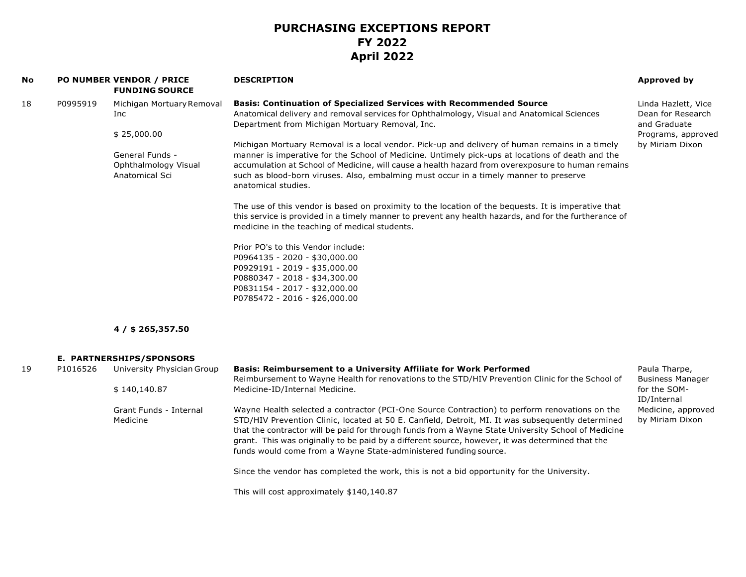# PURCHASING EXCEPTIONS REPORT
# FY 2022
# April 2022

| No | PO NUMBER | VENDOR / PRICE FUNDING SOURCE | DESCRIPTION | Approved by |
|---|---|---|---|---|
| 18 | P0995919 | Michigan Mortuary Removal Inc<br><br>$ 25,000.00<br><br>General Funds - Ophthalmology Visual Anatomical Sci | **Basis: Continuation of Specialized Services with Recommended Source**<br>Anatomical delivery and removal services for Ophthalmology, Visual and Anatomical Sciences Department from Michigan Mortuary Removal, Inc.<br><br>Michigan Mortuary Removal is a local vendor. Pick-up and delivery of human remains in a timely manner is imperative for the School of Medicine. Untimely pick-ups at locations of death and the accumulation at School of Medicine, will cause a health hazard from overexposure to human remains such as blood-born viruses. Also, embalming must occur in a timely manner to preserve anatomical studies.<br><br>The use of this vendor is based on proximity to the location of the bequests. It is imperative that this service is provided in a timely manner to prevent any health hazards, and for the furtherance of medicine in the teaching of medical students.<br><br>Prior PO's to this Vendor include:<br>P0964135 - 2020 - $30,000.00<br>P0929191 - 2019 - $35,000.00<br>P0880347 - 2018 - $34,300.00<br>P0831154 - 2017 - $32,000.00<br>P0785472 - 2016 - $26,000.00 | Linda Hazlett, Vice Dean for Research and Graduate Programs, approved by Miriam Dixon |
| | | **4 / $ 265,357.50** | | |

**E. PARTNERSHIPS/SPONSORS**

| No | PO NUMBER | VENDOR / PRICE FUNDING SOURCE | DESCRIPTION | Approved by |
|---|---|---|---|---|
| 19 | P1016526 | University Physician Group<br><br>$ 140,140.87<br><br>Grant Funds - Internal Medicine | **Basis: Reimbursement to a University Affiliate for Work Performed**<br>Reimbursement to Wayne Health for renovations to the STD/HIV Prevention Clinic for the School of Medicine-ID/Internal Medicine.<br><br>Wayne Health selected a contractor (PCI-One Source Contraction) to perform renovations on the STD/HIV Prevention Clinic, located at 50 E. Canfield, Detroit, MI. It was subsequently determined that the contractor will be paid for through funds from a Wayne State University School of Medicine grant. This was originally to be paid by a different source, however, it was determined that the funds would come from a Wayne State-administered funding source.<br><br>Since the vendor has completed the work, this is not a bid opportunity for the University.<br><br>This will cost approximately $140,140.87 | Paula Tharpe, Business Manager for the SOM-ID/Internal Medicine, approved by Miriam Dixon |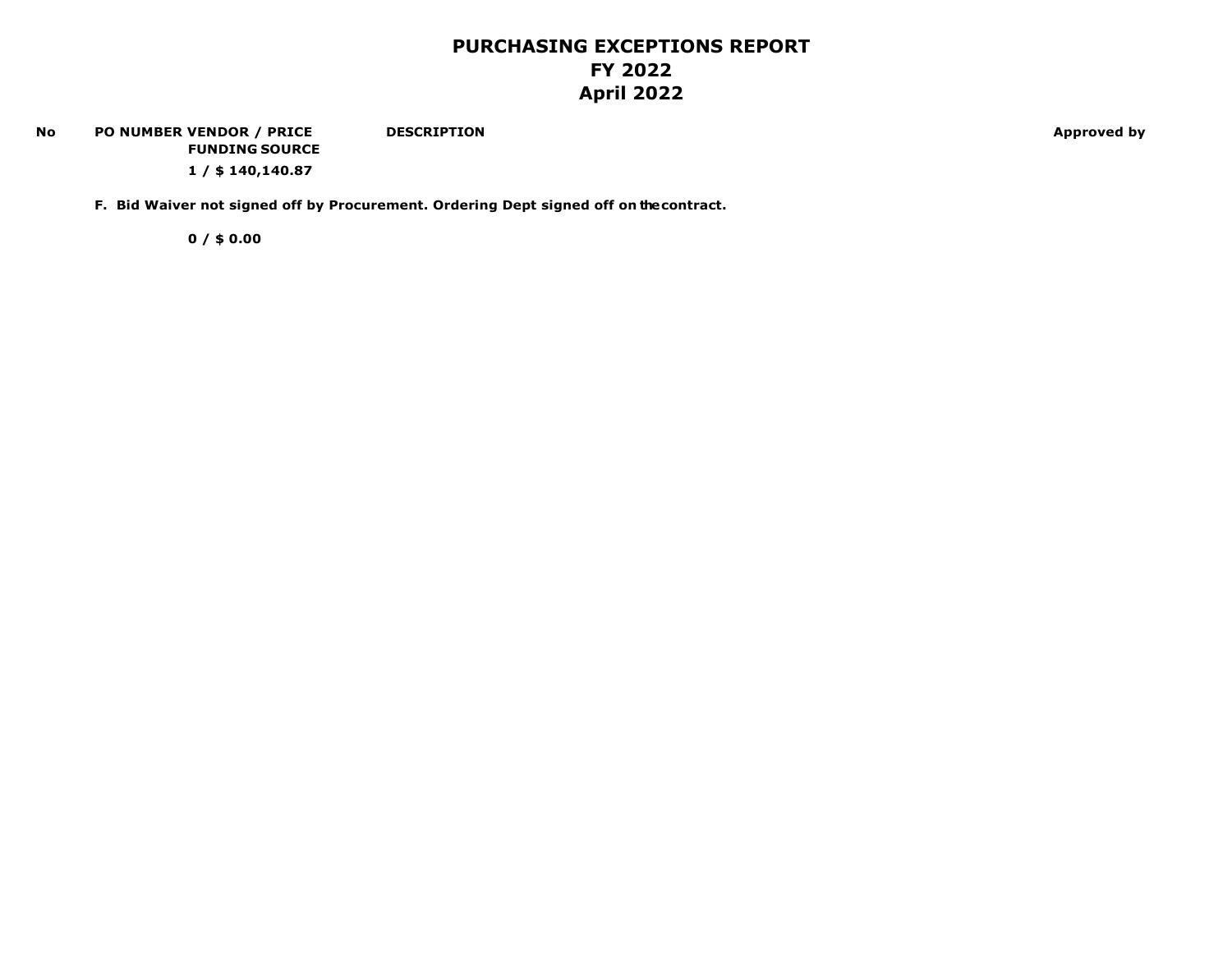# PURCHASING EXCEPTIONS REPORT
# FY 2022
# April 2022

| No | PO NUMBER | VENDOR / PRICE FUNDING SOURCE | DESCRIPTION | Approved by |
|---|---|---|---|---|

**1 / $ 140,140.87**

**F. Bid Waiver not signed off by Procurement. Ordering Dept signed off on the contract.**

**0 / $ 0.00**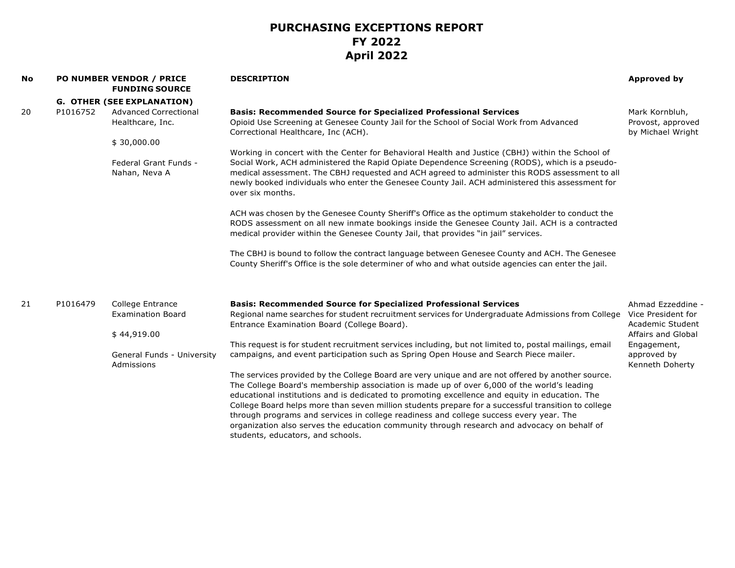# PURCHASING EXCEPTIONS REPORT
## FY 2022
## April 2022

| No | PO NUMBER | VENDOR / PRICE FUNDING SOURCE | DESCRIPTION | Approved by |
|---|---|---|---|---|
| | **G. OTHER (SEE EXPLANATION)** | | | |
| 20 | P1016752 | Advanced Correctional Healthcare, Inc.<br><br>$ 30,000.00<br><br>Federal Grant Funds - Nahan, Neva A | **Basis: Recommended Source for Specialized Professional Services**<br>Opioid Use Screening at Genesee County Jail for the School of Social Work from Advanced Correctional Healthcare, Inc (ACH).<br><br>Working in concert with the Center for Behavioral Health and Justice (CBHJ) within the School of Social Work, ACH administered the Rapid Opiate Dependence Screening (RODS), which is a pseudo-medical assessment. The CBHJ requested and ACH agreed to administer this RODS assessment to all newly booked individuals who enter the Genesee County Jail. ACH administered this assessment for over six months.<br><br>ACH was chosen by the Genesee County Sheriff's Office as the optimum stakeholder to conduct the RODS assessment on all new inmate bookings inside the Genesee County Jail. ACH is a contracted medical provider within the Genesee County Jail, that provides "in jail" services.<br><br>The CBHJ is bound to follow the contract language between Genesee County and ACH. The Genesee County Sheriff's Office is the sole determiner of who and what outside agencies can enter the jail. | Mark Kornbluh, Provost, approved by Michael Wright |
| 21 | P1016479 | College Entrance Examination Board<br><br>$ 44,919.00<br><br>General Funds - University Admissions | **Basis: Recommended Source for Specialized Professional Services**<br>Regional name searches for student recruitment services for Undergraduate Admissions from College Entrance Examination Board (College Board).<br><br>This request is for student recruitment services including, but not limited to, postal mailings, email campaigns, and event participation such as Spring Open House and Search Piece mailer.<br><br>The services provided by the College Board are very unique and are not offered by another source. The College Board's membership association is made up of over 6,000 of the world's leading educational institutions and is dedicated to promoting excellence and equity in education. The College Board helps more than seven million students prepare for a successful transition to college through programs and services in college readiness and college success every year. The organization also serves the education community through research and advocacy on behalf of students, educators, and schools. | Ahmad Ezzeddine - Vice President for Academic Student Affairs and Global Engagement, approved by Kenneth Doherty |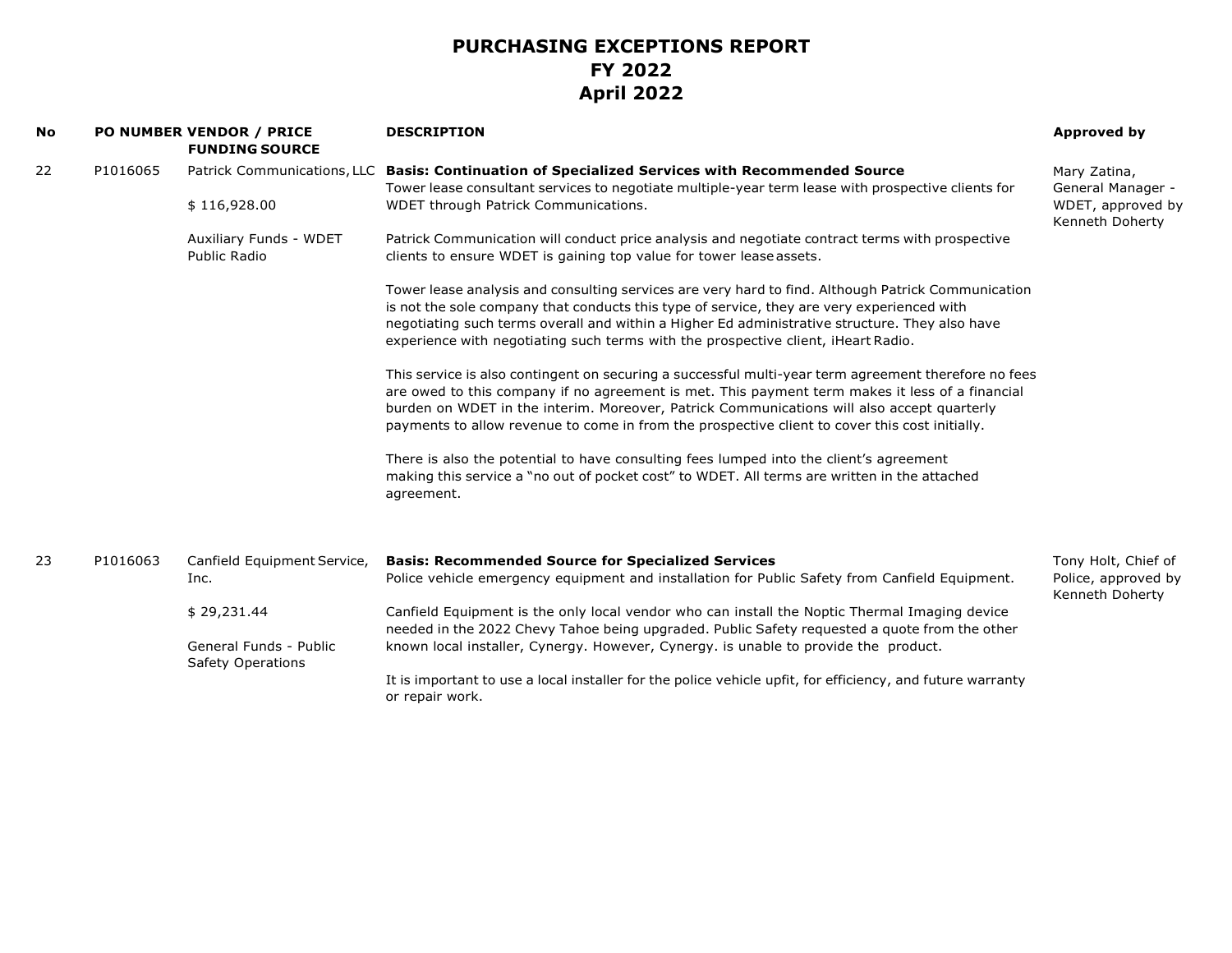# PURCHASING EXCEPTIONS REPORT
## FY 2022
## April 2022

| No | PO NUMBER | VENDOR / PRICE FUNDING SOURCE | DESCRIPTION | Approved by |
|---|---|---|---|---|
| 22 | P1016065 | Patrick Communications, LLC<br><br>$ 116,928.00<br><br>Auxiliary Funds - WDET Public Radio | **Basis: Continuation of Specialized Services with Recommended Source**<br>Tower lease consultant services to negotiate multiple-year term lease with prospective clients for WDET through Patrick Communications.<br><br>Patrick Communication will conduct price analysis and negotiate contract terms with prospective clients to ensure WDET is gaining top value for tower lease assets.<br><br>Tower lease analysis and consulting services are very hard to find. Although Patrick Communication is not the sole company that conducts this type of service, they are very experienced with negotiating such terms overall and within a Higher Ed administrative structure. They also have experience with negotiating such terms with the prospective client, iHeart Radio.<br><br>This service is also contingent on securing a successful multi-year term agreement therefore no fees are owed to this company if no agreement is met. This payment term makes it less of a financial burden on WDET in the interim. Moreover, Patrick Communications will also accept quarterly payments to allow revenue to come in from the prospective client to cover this cost initially.<br><br>There is also the potential to have consulting fees lumped into the client's agreement making this service a "no out of pocket cost" to WDET. All terms are written in the attached agreement. | Mary Zatina, General Manager - WDET, approved by Kenneth Doherty |
| 23 | P1016063 | Canfield Equipment Service, Inc.<br><br>$ 29,231.44<br><br>General Funds - Public Safety Operations | **Basis: Recommended Source for Specialized Services**<br>Police vehicle emergency equipment and installation for Public Safety from Canfield Equipment.<br><br>Canfield Equipment is the only local vendor who can install the Noptic Thermal Imaging device needed in the 2022 Chevy Tahoe being upgraded. Public Safety requested a quote from the other known local installer, Cynergy. However, Cynergy. is unable to provide the product.<br><br>It is important to use a local installer for the police vehicle upfit, for efficiency, and future warranty or repair work. | Tony Holt, Chief of Police, approved by Kenneth Doherty |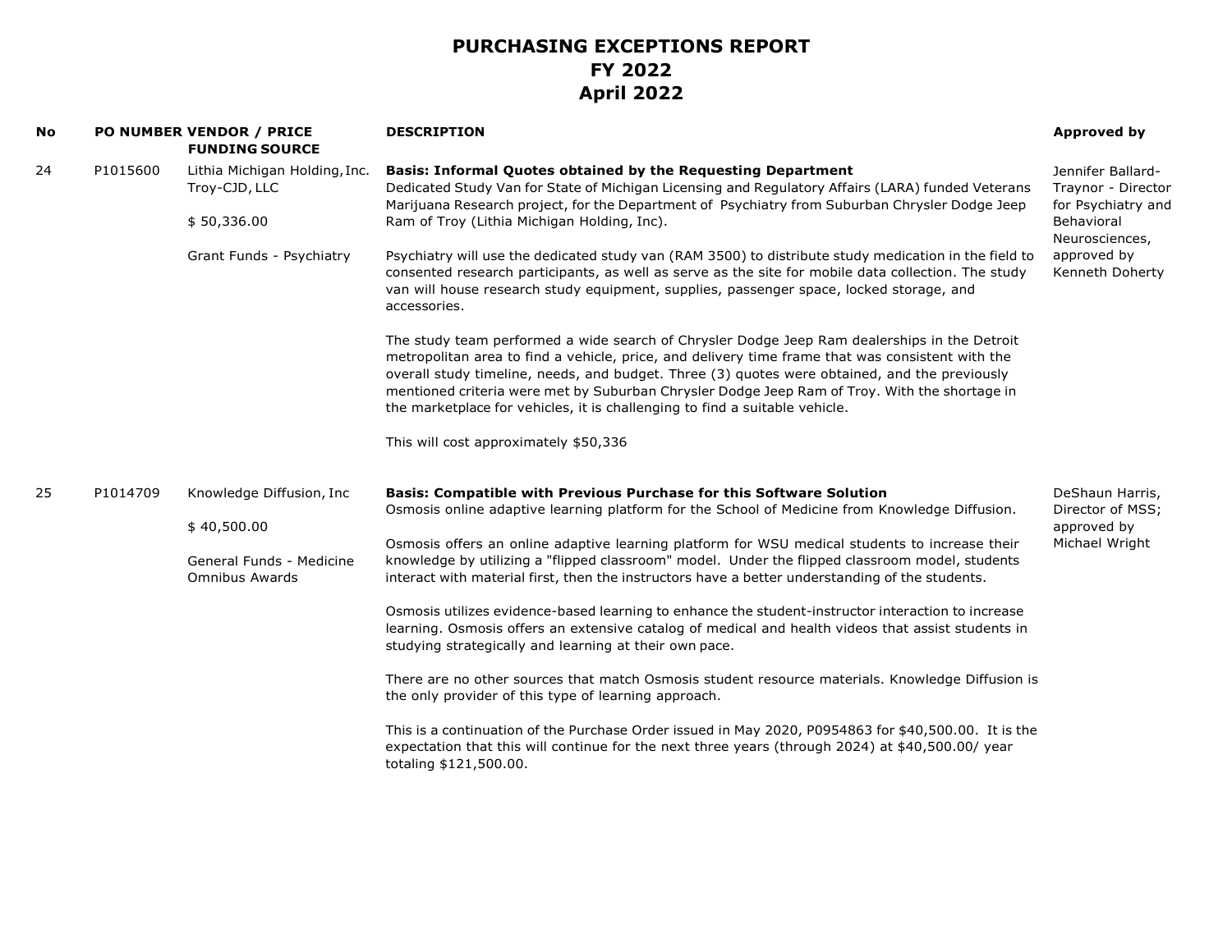# PURCHASING EXCEPTIONS REPORT
## FY 2022
## April 2022

| No | PO NUMBER | VENDOR / PRICE<br>FUNDING SOURCE | DESCRIPTION | Approved by |
|---|---|---|---|---|
| 24 | P1015600 | Lithia Michigan Holding, Inc. Troy-CJD, LLC<br><br>$ 50,336.00<br><br>Grant Funds - Psychiatry | **Basis: Informal Quotes obtained by the Requesting Department**<br>Dedicated Study Van for State of Michigan Licensing and Regulatory Affairs (LARA) funded Veterans Marijuana Research project, for the Department of Psychiatry from Suburban Chrysler Dodge Jeep Ram of Troy (Lithia Michigan Holding, Inc).<br><br>Psychiatry will use the dedicated study van (RAM 3500) to distribute study medication in the field to consented research participants, as well as serve as the site for mobile data collection. The study van will house research study equipment, supplies, passenger space, locked storage, and accessories.<br><br>The study team performed a wide search of Chrysler Dodge Jeep Ram dealerships in the Detroit metropolitan area to find a vehicle, price, and delivery time frame that was consistent with the overall study timeline, needs, and budget. Three (3) quotes were obtained, and the previously mentioned criteria were met by Suburban Chrysler Dodge Jeep Ram of Troy. With the shortage in the marketplace for vehicles, it is challenging to find a suitable vehicle.<br><br>This will cost approximately $50,336 | Jennifer Ballard-Traynor - Director for Psychiatry and Behavioral Neurosciences, approved by Kenneth Doherty |
| 25 | P1014709 | Knowledge Diffusion, Inc<br><br>$ 40,500.00<br><br>General Funds - Medicine Omnibus Awards | **Basis: Compatible with Previous Purchase for this Software Solution**<br>Osmosis online adaptive learning platform for the School of Medicine from Knowledge Diffusion.<br><br>Osmosis offers an online adaptive learning platform for WSU medical students to increase their knowledge by utilizing a "flipped classroom" model. Under the flipped classroom model, students interact with material first, then the instructors have a better understanding of the students.<br><br>Osmosis utilizes evidence-based learning to enhance the student-instructor interaction to increase learning. Osmosis offers an extensive catalog of medical and health videos that assist students in studying strategically and learning at their own pace.<br><br>There are no other sources that match Osmosis student resource materials. Knowledge Diffusion is the only provider of this type of learning approach.<br><br>This is a continuation of the Purchase Order issued in May 2020, P0954863 for $40,500.00. It is the expectation that this will continue for the next three years (through 2024) at $40,500.00/ year totaling $121,500.00. | DeShaun Harris, Director of MSS; approved by Michael Wright |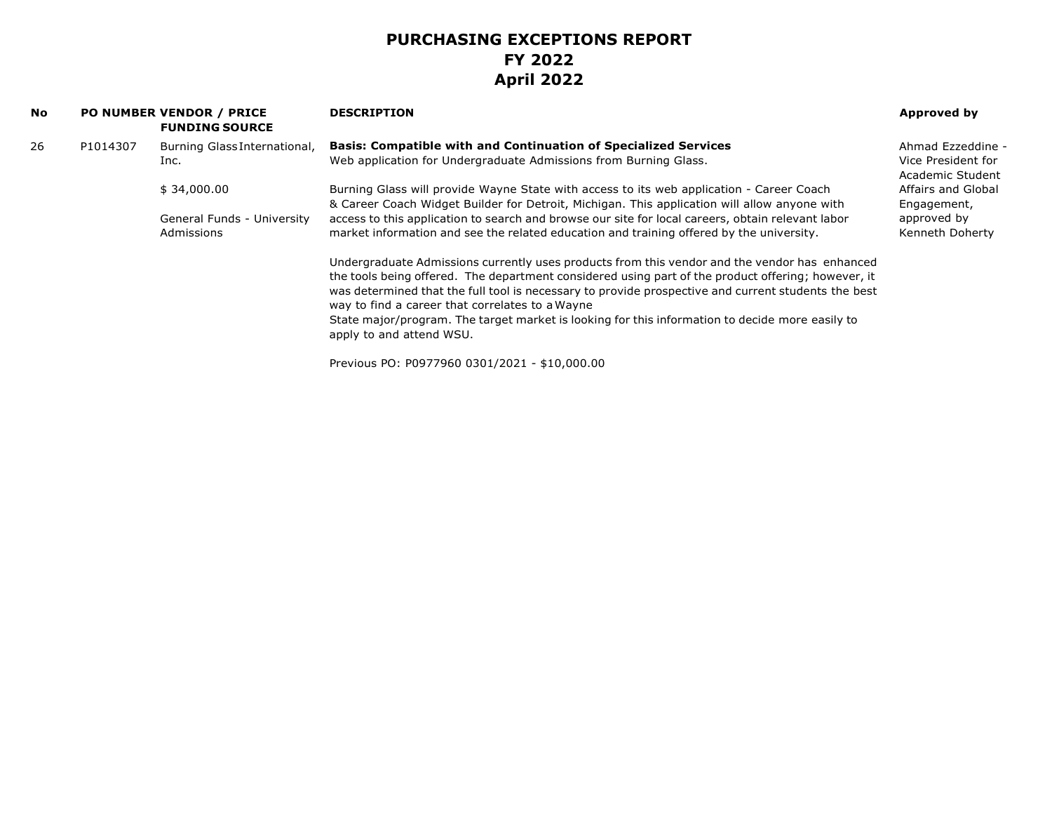# PURCHASING EXCEPTIONS REPORT
# FY 2022
# April 2022

| No | PO NUMBER | VENDOR / PRICE FUNDING SOURCE | DESCRIPTION | Approved by |
|---|---|---|---|---|
| 26 | P1014307 | Burning Glass International, Inc.<br><br>$ 34,000.00<br><br>General Funds - University Admissions | **Basis: Compatible with and Continuation of Specialized Services**<br>Web application for Undergraduate Admissions from Burning Glass.<br><br>Burning Glass will provide Wayne State with access to its web application - Career Coach & Career Coach Widget Builder for Detroit, Michigan. This application will allow anyone with access to this application to search and browse our site for local careers, obtain relevant labor market information and see the related education and training offered by the university.<br><br>Undergraduate Admissions currently uses products from this vendor and the vendor has enhanced the tools being offered. The department considered using part of the product offering; however, it was determined that the full tool is necessary to provide prospective and current students the best way to find a career that correlates to a Wayne State major/program. The target market is looking for this information to decide more easily to apply to and attend WSU.<br><br>Previous PO: P0977960 0301/2021 - $10,000.00 | Ahmad Ezzeddine - Vice President for Academic Student Affairs and Global Engagement, approved by Kenneth Doherty |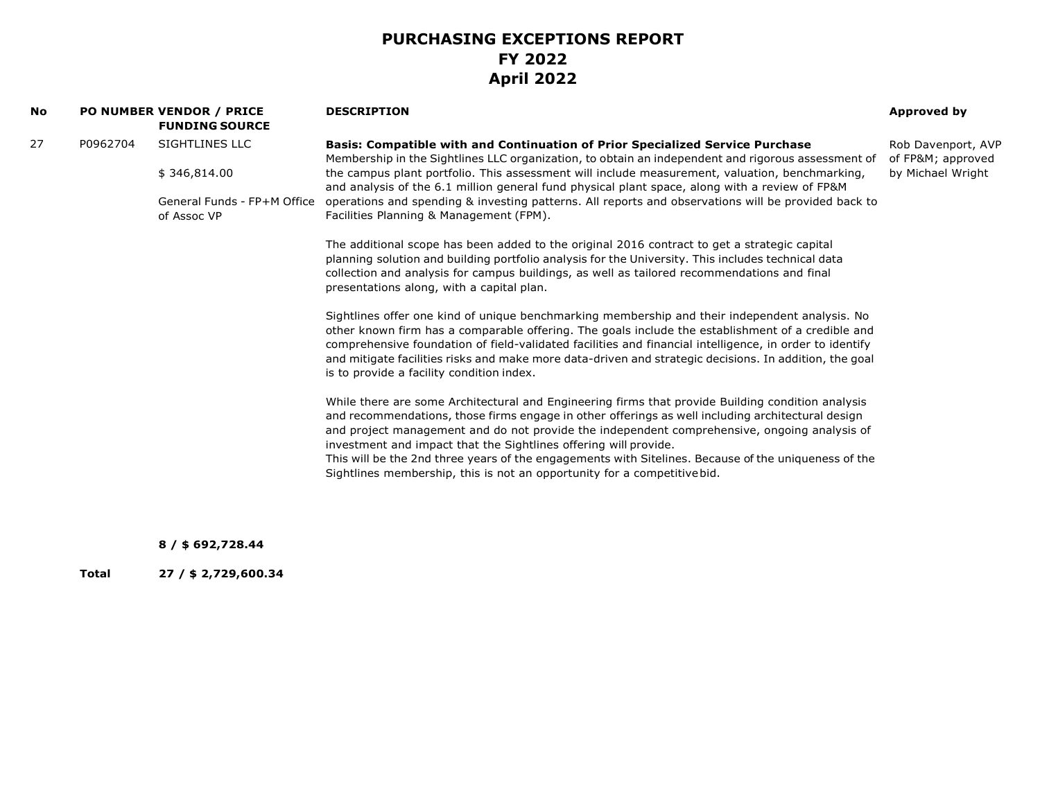# PURCHASING EXCEPTIONS REPORT
## FY 2022
## April 2022

| No | PO NUMBER | VENDOR / PRICE FUNDING SOURCE | DESCRIPTION | Approved by |
|---|---|---|---|---|
| 27 | P0962704 | SIGHTLINES LLC<br><br>$ 346,814.00<br><br>General Funds - FP+M Office of Assoc VP | **Basis: Compatible with and Continuation of Prior Specialized Service Purchase**<br>Membership in the Sightlines LLC organization, to obtain an independent and rigorous assessment of the campus plant portfolio. This assessment will include measurement, valuation, benchmarking, and analysis of the 6.1 million general fund physical plant space, along with a review of FP&M operations and spending & investing patterns. All reports and observations will be provided back to Facilities Planning & Management (FPM).<br><br>The additional scope has been added to the original 2016 contract to get a strategic capital planning solution and building portfolio analysis for the University. This includes technical data collection and analysis for campus buildings, as well as tailored recommendations and final presentations along, with a capital plan.<br><br>Sightlines offer one kind of unique benchmarking membership and their independent analysis. No other known firm has a comparable offering. The goals include the establishment of a credible and comprehensive foundation of field-validated facilities and financial intelligence, in order to identify and mitigate facilities risks and make more data-driven and strategic decisions. In addition, the goal is to provide a facility condition index.<br><br>While there are some Architectural and Engineering firms that provide Building condition analysis and recommendations, those firms engage in other offerings as well including architectural design and project management and do not provide the independent comprehensive, ongoing analysis of investment and impact that the Sightlines offering will provide.<br>This will be the 2nd three years of the engagements with Sitelines. Because of the uniqueness of the Sightlines membership, this is not an opportunity for a competitive bid. | Rob Davenport, AVP of FP&M; approved by Michael Wright |

**8 / $ 692,728.44**

**Total 27 / $ 2,729,600.34**